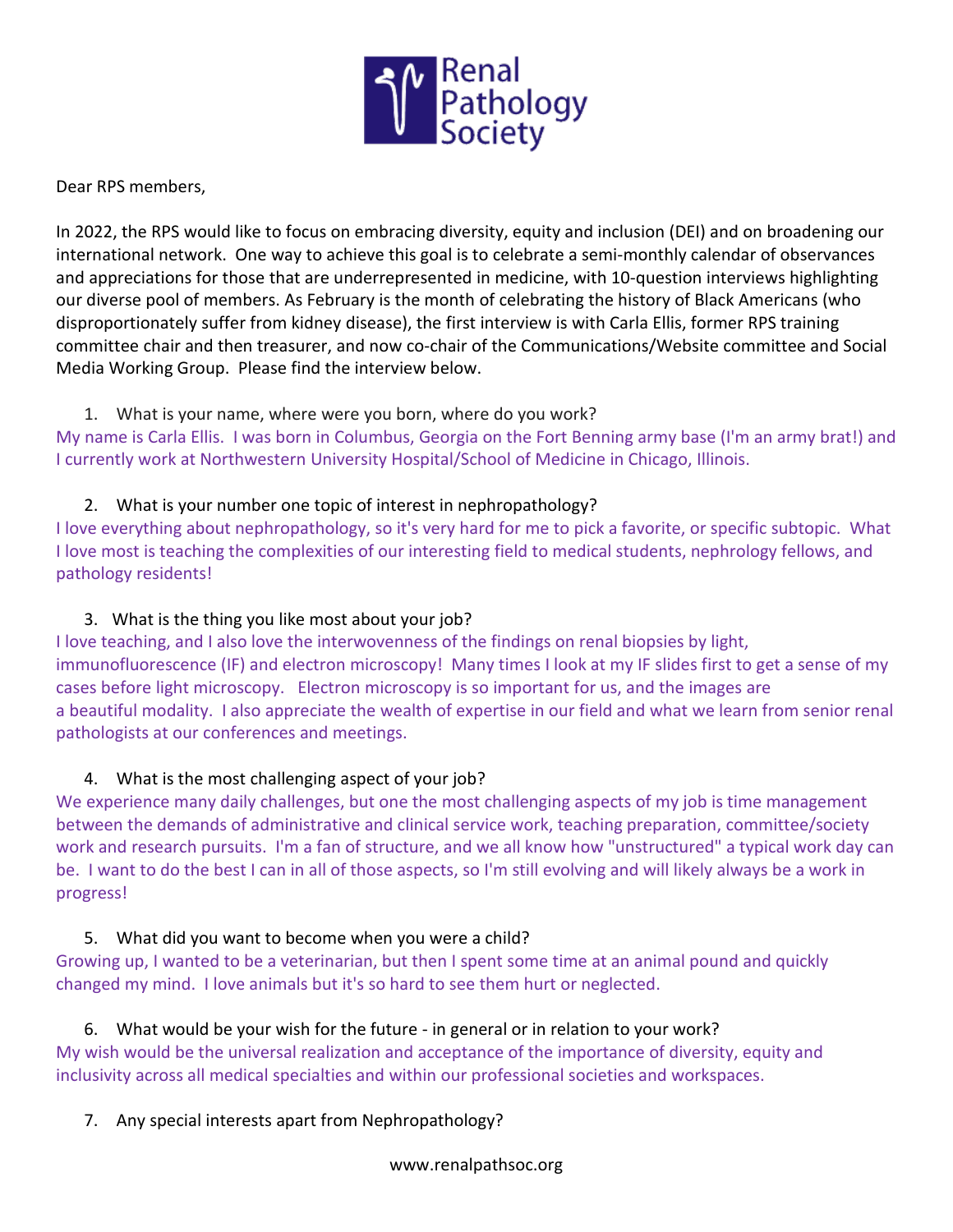Renal Pathology Society

Dear RPS members,

In 2022, the RPS would like to focus on embracing diversity, equity and inclusion (DEI) and on broadening our international network. One way to achieve this goal is to celebrate a semi-monthly calendar of observances and appreciations for those that are underrepresented in medicine, with 10-question interviews highlighting our diverse pool of members. As February is the month of celebrating the history of Black Americans (who disproportionately suffer from kidney disease), the first interview is with Carla Ellis, former RPS training committee chair and then treasurer, and now co-chair of the Communications/Website committee and Social Media Working Group. Please find the interview below.

1. What is your name, where were you born, where do you work?

My name is Carla Ellis. I was born in Columbus, Georgia on the Fort Benning army base (I'm an army brat!) and I currently work at Northwestern University Hospital/School of Medicine in Chicago, Illinois.

2. What is your number one topic of interest in nephropathology?

I love everything about nephropathology, so it's very hard for me to pick a favorite, or specific subtopic. What I love most is teaching the complexities of our interesting field to medical students, nephrology fellows, and pathology residents!

3. What is the thing you like most about your job?

I love teaching, and I also love the interwovenness of the findings on renal biopsies by light, immunofluorescence (IF) and electron microscopy! Many times I look at my IF slides first to get a sense of my cases before light microscopy. Electron microscopy is so important for us, and the images are a beautiful modality. I also appreciate the wealth of expertise in our field and what we learn from senior renal pathologists at our conferences and meetings.

4. What is the most challenging aspect of your job?

We experience many daily challenges, but one the most challenging aspects of my job is time management between the demands of administrative and clinical service work, teaching preparation, committee/society work and research pursuits. I'm a fan of structure, and we all know how "unstructured" a typical work day can be. I want to do the best I can in all of those aspects, so I'm still evolving and will likely always be a work in progress!

5. What did you want to become when you were a child?

Growing up, I wanted to be a veterinarian, but then I spent some time at an animal pound and quickly changed my mind. I love animals but it's so hard to see them hurt or neglected.

6. What would be your wish for the future - in general or in relation to your work?

My wish would be the universal realization and acceptance of the importance of diversity, equity and inclusivity across all medical specialties and within our professional societies and workspaces.

7. Any special interests apart from Nephropathology?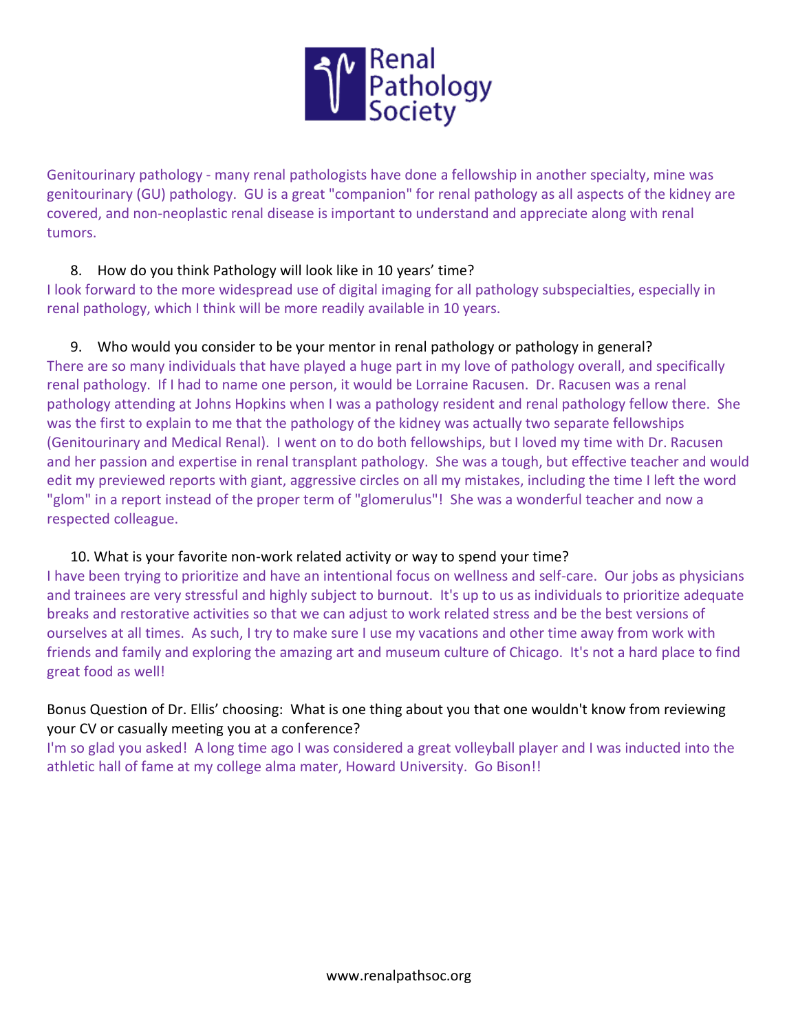Genitourinary pathology - many renal pathologists have done a fellowship in another specialty, mine was genitourinary (GU) pathology. GU is a great "companion" for renal pathology as all aspects of the kidney are covered, and non-neoplastic renal disease is important to understand and appreciate along with renal tumors.

8. How do you think Pathology will look like in 10 years' time?

I look forward to the more widespread use of digital imaging for all pathology subspecialties, especially in renal pathology, which I think will be more readily available in 10 years.

9. Who would you consider to be your mentor in renal pathology or pathology in general?

There are so many individuals that have played a huge part in my love of pathology overall, and specifically renal pathology. If I had to name one person, it would be Lorraine Racusen. Dr. Racusen was a renal pathology attending at Johns Hopkins when I was a pathology resident and renal pathology fellow there. She was the first to explain to me that the pathology of the kidney was actually two separate fellowships (Genitourinary and Medical Renal). I went on to do both fellowships, but I loved my time with Dr. Racusen and her passion and expertise in renal transplant pathology. She was a tough, but effective teacher and would edit my previewed reports with giant, aggressive circles on all my mistakes, including the time I left the word "glom" in a report instead of the proper term of "glomerulus"! She was a wonderful teacher and now a respected colleague.

10. What is your favorite non-work related activity or way to spend your time?

I have been trying to prioritize and have an intentional focus on wellness and self-care. Our jobs as physicians and trainees are very stressful and highly subject to burnout. It's up to us as individuals to prioritize adequate breaks and restorative activities so that we can adjust to work related stress and be the best versions of ourselves at all times. As such, I try to make sure I use my vacations and other time away from work with friends and family and exploring the amazing art and museum culture of Chicago. It's not a hard place to find great food as well!

Bonus Question of Dr. Ellis' choosing: What is one thing about you that one wouldn't know from reviewing your CV or casually meeting you at a conference?

I'm so glad you asked! A long time ago I was considered a great volleyball player and I was inducted into the athletic hall of fame at my college alma mater, Howard University. Go Bison!!